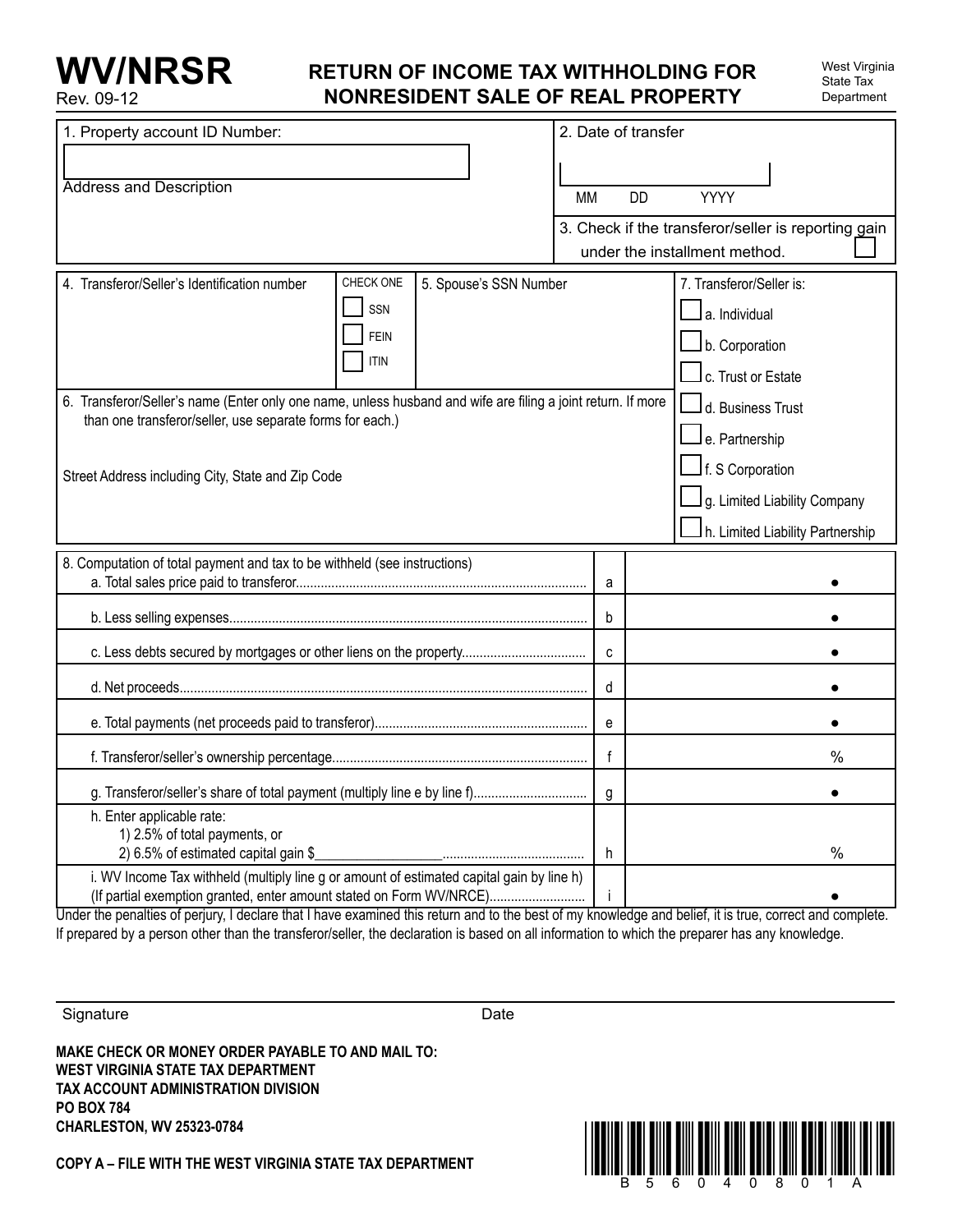# WV/NRSR

Rev. 09-12

## RETURN OF INCOME TAX WITHHOLDING FOR NONRESIDENT SALE OF REAL PROPERTY

West Virginia State Tax Department

1. Property account ID Number:

Address and Description

2. Date of transfer

MM DD YYYY

3. Check if the transferor/seller is reporting gain under the installment method. ☐

4. Transferor/Seller's Identification number

CHECK ONE
- ☐ SSN
- ☐ FEIN
- ☐ ITIN

5. Spouse's SSN Number

7. Transferor/Seller is:
- ☐ a. Individual
- ☐ b. Corporation
- ☐ c. Trust or Estate
- ☐ d. Business Trust
- ☐ e. Partnership
- ☐ f. S Corporation
- ☐ g. Limited Liability Company
- ☐ h. Limited Liability Partnership

6. Transferor/Seller's name (Enter only one name, unless husband and wife are filing a joint return. If more than one transferor/seller, use separate forms for each.)

Street Address including City, State and Zip Code

| 8. Computation of total payment and tax to be withheld (see instructions) | | |
|---|---|---|
| a. Total sales price paid to transferor | a | • |
| b. Less selling expenses | b | • |
| c. Less debts secured by mortgages or other liens on the property | c | • |
| d. Net proceeds | d | • |
| e. Total payments (net proceeds paid to transferor) | e | • |
| f. Transferor/seller's ownership percentage | f | % |
| g. Transferor/seller's share of total payment (multiply line e by line f) | g | • |
| h. Enter applicable rate:<br>1) 2.5% of total payments, or<br>2) 6.5% of estimated capital gain $__________________ | h | % |
| i. WV Income Tax withheld (multiply line g or amount of estimated capital gain by line h)<br>(If partial exemption granted, enter amount stated on Form WV/NRCE) | i | • |

Under the penalties of perjury, I declare that I have examined this return and to the best of my knowledge and belief, it is true, correct and complete. If prepared by a person other than the transferor/seller, the declaration is based on all information to which the preparer has any knowledge.

Signature                    Date

**MAKE CHECK OR MONEY ORDER PAYABLE TO AND MAIL TO:**
**WEST VIRGINIA STATE TAX DEPARTMENT**
**TAX ACCOUNT ADMINISTRATION DIVISION**
**PO BOX 784**
**CHARLESTON, WV 25323-0784**

**COPY A – FILE WITH THE WEST VIRGINIA STATE TAX DEPARTMENT**

B 5 6 0 4 0 8 0 1 A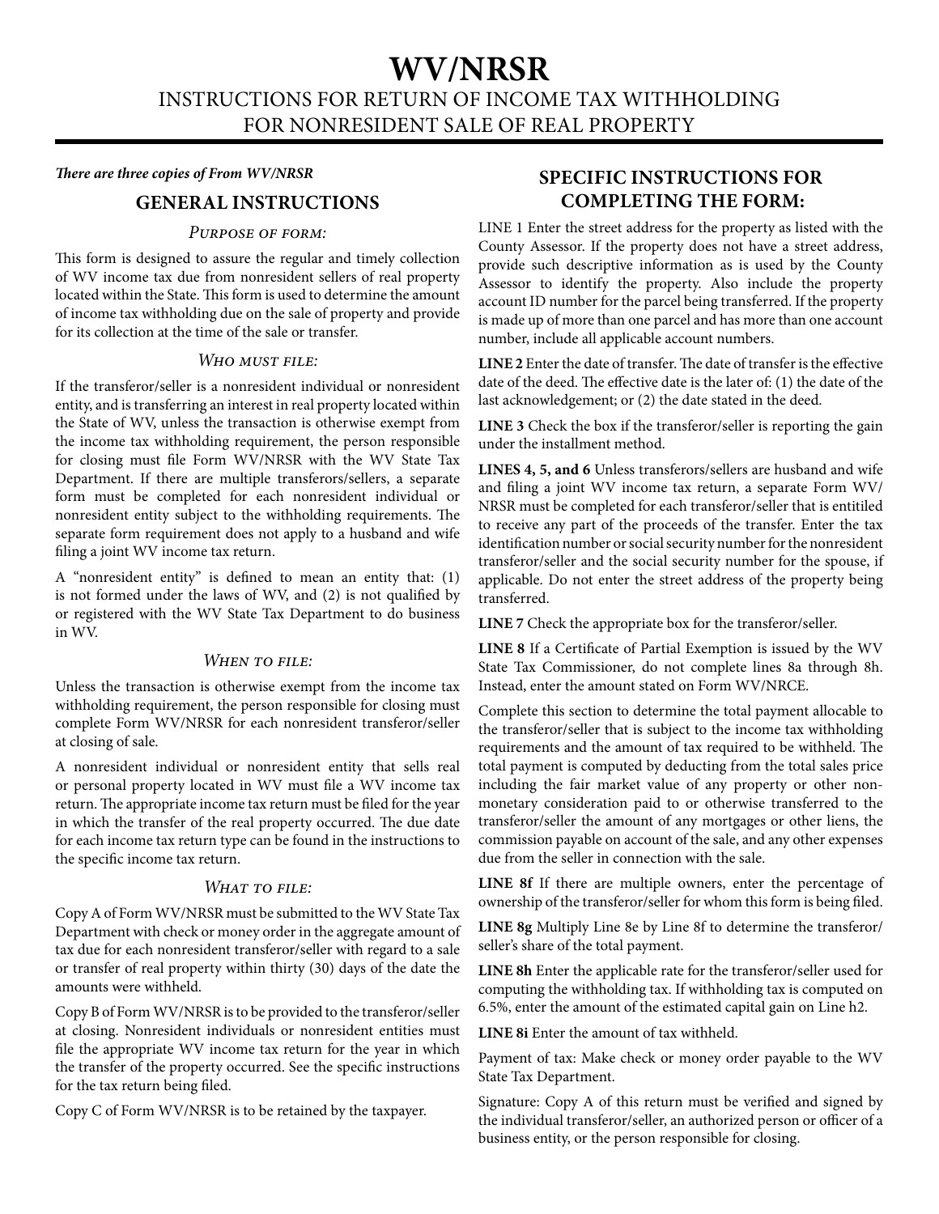# WV/NRSR

## INSTRUCTIONS FOR RETURN OF INCOME TAX WITHHOLDING FOR NONRESIDENT SALE OF REAL PROPERTY

***There are three copies of From WV/NRSR***

### GENERAL INSTRUCTIONS

#### *Purpose of form:*

This form is designed to assure the regular and timely collection of WV income tax due from nonresident sellers of real property located within the State. This form is used to determine the amount of income tax withholding due on the sale of property and provide for its collection at the time of the sale or transfer.

#### *Who must file:*

If the transferor/seller is a nonresident individual or nonresident entity, and is transferring an interest in real property located within the State of WV, unless the transaction is otherwise exempt from the income tax withholding requirement, the person responsible for closing must file Form WV/NRSR with the WV State Tax Department. If there are multiple transferors/sellers, a separate form must be completed for each nonresident individual or nonresident entity subject to the withholding requirements. The separate form requirement does not apply to a husband and wife filing a joint WV income tax return.

A "nonresident entity" is defined to mean an entity that: (1) is not formed under the laws of WV, and (2) is not qualified by or registered with the WV State Tax Department to do business in WV.

#### *When to file:*

Unless the transaction is otherwise exempt from the income tax withholding requirement, the person responsible for closing must complete Form WV/NRSR for each nonresident transferor/seller at closing of sale.

A nonresident individual or nonresident entity that sells real or personal property located in WV must file a WV income tax return. The appropriate income tax return must be filed for the year in which the transfer of the real property occurred. The due date for each income tax return type can be found in the instructions to the specific income tax return.

#### *What to file:*

Copy A of Form WV/NRSR must be submitted to the WV State Tax Department with check or money order in the aggregate amount of tax due for each nonresident transferor/seller with regard to a sale or transfer of real property within thirty (30) days of the date the amounts were withheld.

Copy B of Form WV/NRSR is to be provided to the transferor/seller at closing. Nonresident individuals or nonresident entities must file the appropriate WV income tax return for the year in which the transfer of the property occurred. See the specific instructions for the tax return being filed.

Copy C of Form WV/NRSR is to be retained by the taxpayer.

### SPECIFIC INSTRUCTIONS FOR COMPLETING THE FORM:

LINE 1 Enter the street address for the property as listed with the County Assessor. If the property does not have a street address, provide such descriptive information as is used by the County Assessor to identify the property. Also include the property account ID number for the parcel being transferred. If the property is made up of more than one parcel and has more than one account number, include all applicable account numbers.

**LINE 2** Enter the date of transfer. The date of transfer is the effective date of the deed. The effective date is the later of: (1) the date of the last acknowledgement; or (2) the date stated in the deed.

**LINE 3** Check the box if the transferor/seller is reporting the gain under the installment method.

**LINES 4, 5, and 6** Unless transferors/sellers are husband and wife and filing a joint WV income tax return, a separate Form WV/NRSR must be completed for each transferor/seller that is entitiled to receive any part of the proceeds of the transfer. Enter the tax identification number or social security number for the nonresident transferor/seller and the social security number for the spouse, if applicable. Do not enter the street address of the property being transferred.

**LINE 7** Check the appropriate box for the transferor/seller.

**LINE 8** If a Certificate of Partial Exemption is issued by the WV State Tax Commissioner, do not complete lines 8a through 8h. Instead, enter the amount stated on Form WV/NRCE.

Complete this section to determine the total payment allocable to the transferor/seller that is subject to the income tax withholding requirements and the amount of tax required to be withheld. The total payment is computed by deducting from the total sales price including the fair market value of any property or other non-monetary consideration paid to or otherwise transferred to the transferor/seller the amount of any mortgages or other liens, the commission payable on account of the sale, and any other expenses due from the seller in connection with the sale.

**LINE 8f** If there are multiple owners, enter the percentage of ownership of the transferor/seller for whom this form is being filed.

**LINE 8g** Multiply Line 8e by Line 8f to determine the transferor/seller's share of the total payment.

**LINE 8h** Enter the applicable rate for the transferor/seller used for computing the withholding tax. If withholding tax is computed on 6.5%, enter the amount of the estimated capital gain on Line h2.

**LINE 8i** Enter the amount of tax withheld.

Payment of tax: Make check or money order payable to the WV State Tax Department.

Signature: Copy A of this return must be verified and signed by the individual transferor/seller, an authorized person or officer of a business entity, or the person responsible for closing.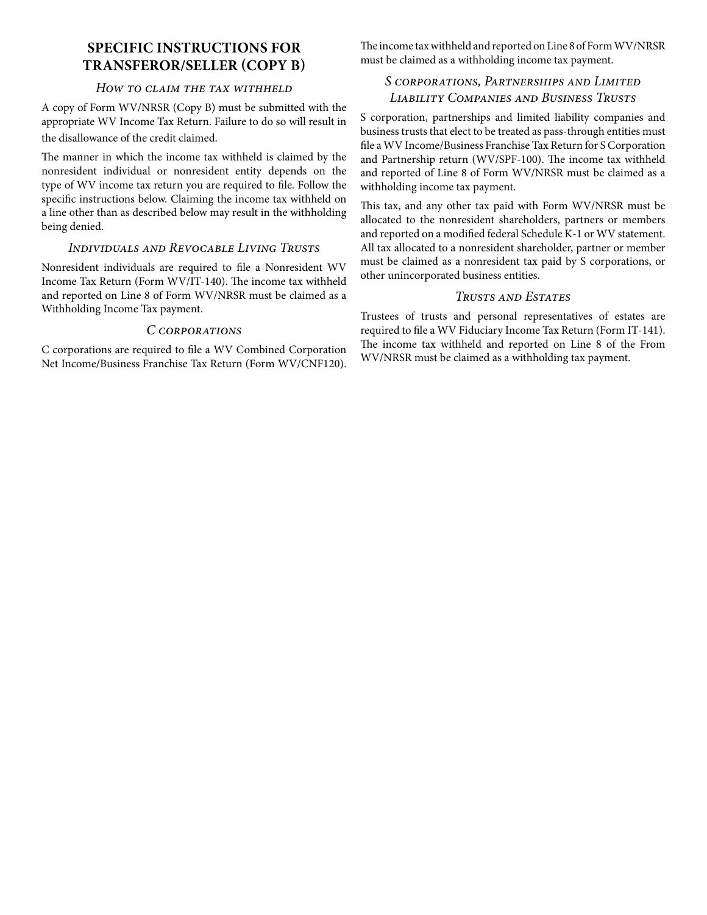## SPECIFIC INSTRUCTIONS FOR TRANSFEROR/SELLER (COPY B)

### *How to claim the tax withheld*

A copy of Form WV/NRSR (Copy B) must be submitted with the appropriate WV Income Tax Return. Failure to do so will result in the disallowance of the credit claimed.

The manner in which the income tax withheld is claimed by the nonresident individual or nonresident entity depends on the type of WV income tax return you are required to file. Follow the specific instructions below. Claiming the income tax withheld on a line other than as described below may result in the withholding being denied.

### *Individuals and Revocable Living Trusts*

Nonresident individuals are required to file a Nonresident WV Income Tax Return (Form WV/IT-140). The income tax withheld and reported on Line 8 of Form WV/NRSR must be claimed as a Withholding Income Tax payment.

### *C corporations*

C corporations are required to file a WV Combined Corporation Net Income/Business Franchise Tax Return (Form WV/CNF120). The income tax withheld and reported on Line 8 of Form WV/NRSR must be claimed as a withholding income tax payment.

### *S corporations, Partnerships and Limited Liability Companies and Business Trusts*

S corporation, partnerships and limited liability companies and business trusts that elect to be treated as pass-through entities must file a WV Income/Business Franchise Tax Return for S Corporation and Partnership return (WV/SPF-100). The income tax withheld and reported of Line 8 of Form WV/NRSR must be claimed as a withholding income tax payment.

This tax, and any other tax paid with Form WV/NRSR must be allocated to the nonresident shareholders, partners or members and reported on a modified federal Schedule K-1 or WV statement. All tax allocated to a nonresident shareholder, partner or member must be claimed as a nonresident tax paid by S corporations, or other unincorporated business entities.

### *Trusts and Estates*

Trustees of trusts and personal representatives of estates are required to file a WV Fiduciary Income Tax Return (Form IT-141). The income tax withheld and reported on Line 8 of the From WV/NRSR must be claimed as a withholding tax payment.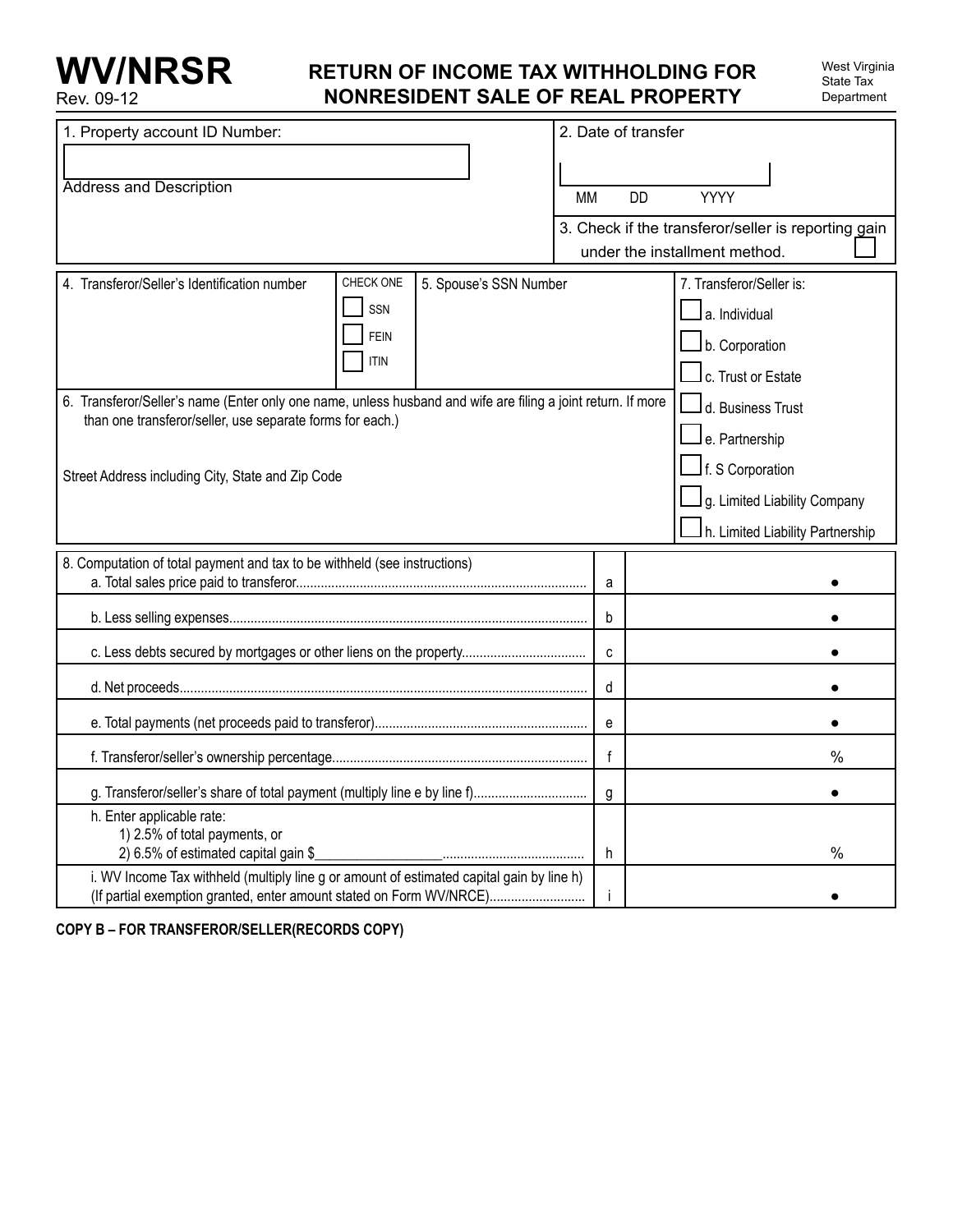# WV/NRSR

Rev. 09-12

## RETURN OF INCOME TAX WITHHOLDING FOR NONRESIDENT SALE OF REAL PROPERTY

West Virginia State Tax Department

| | |
|---|---|
| 1. Property account ID Number: | 2. Date of transfer |
| Address and Description | MM DD YYYY |
| | 3. Check if the transferor/seller is reporting gain under the installment method. ☐ |

| 4. Transferor/Seller's Identification number | CHECK ONE | 5. Spouse's SSN Number | 7. Transferor/Seller is: |
|---|---|---|---|
| | ☐ SSN<br>☐ FEIN<br>☐ ITIN | | ☐ a. Individual<br>☐ b. Corporation<br>☐ c. Trust or Estate |
| 6. Transferor/Seller's name (Enter only one name, unless husband and wife are filing a joint return. If more than one transferor/seller, use separate forms for each.)<br><br>Street Address including City, State and Zip Code | | | ☐ d. Business Trust<br>☐ e. Partnership<br>☐ f. S Corporation<br>☐ g. Limited Liability Company<br>☐ h. Limited Liability Partnership |

| 8. Computation of total payment and tax to be withheld (see instructions) | | |
|---|---|---|
| a. Total sales price paid to transferor | a | • |
| b. Less selling expenses | b | • |
| c. Less debts secured by mortgages or other liens on the property | c | • |
| d. Net proceeds | d | • |
| e. Total payments (net proceeds paid to transferor) | e | • |
| f. Transferor/seller's ownership percentage | f | % |
| g. Transferor/seller's share of total payment (multiply line e by line f) | g | • |
| h. Enter applicable rate:<br>1) 2.5% of total payments, or<br>2) 6.5% of estimated capital gain $__________________ | h | % |
| i. WV Income Tax withheld (multiply line g or amount of estimated capital gain by line h) (If partial exemption granted, enter amount stated on Form WV/NRCE) | i | • |

**COPY B – FOR TRANSFEROR/SELLER(RECORDS COPY)**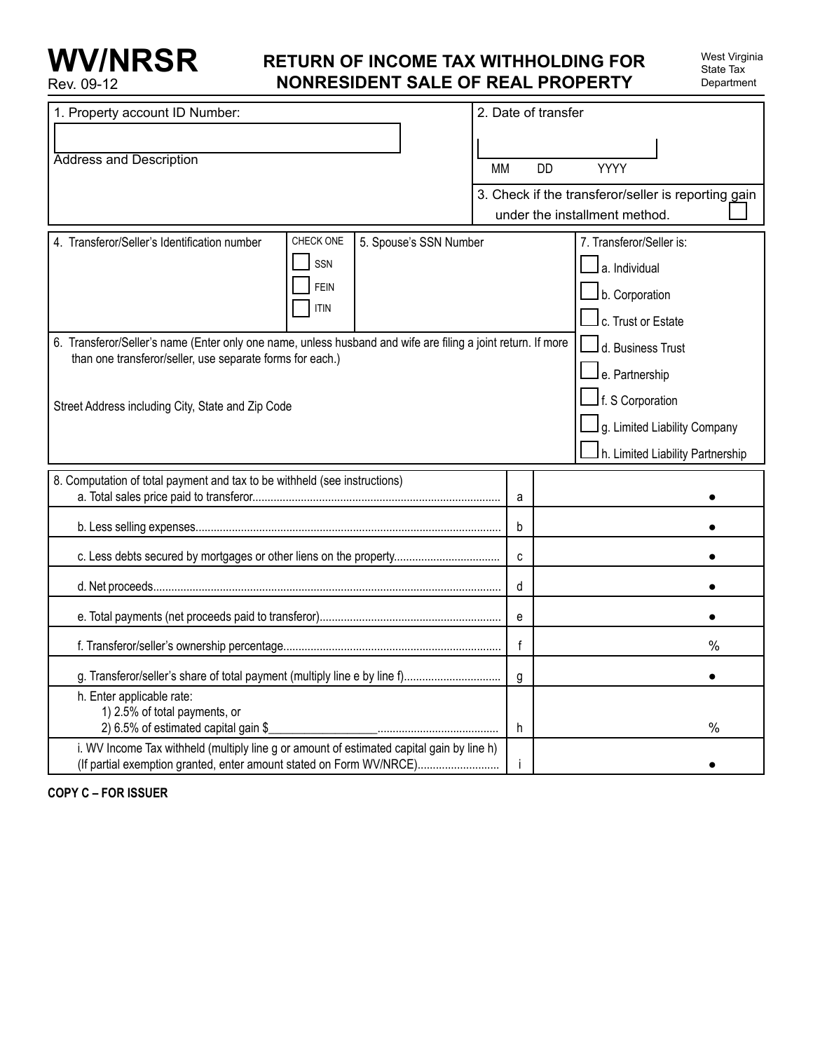# WV/NRSR

Rev. 09-12

## RETURN OF INCOME TAX WITHHOLDING FOR NONRESIDENT SALE OF REAL PROPERTY

West Virginia State Tax Department

1. Property account ID Number:

Address and Description

2. Date of transfer

MM DD YYYY

3. Check if the transferor/seller is reporting gain under the installment method. ☐

4. Transferor/Seller's Identification number

CHECK ONE
☐ SSN
☐ FEIN
☐ ITIN

5. Spouse's SSN Number

6. Transferor/Seller's name (Enter only one name, unless husband and wife are filing a joint return. If more than one transferor/seller, use separate forms for each.)

Street Address including City, State and Zip Code

7. Transferor/Seller is:

☐ a. Individual
☐ b. Corporation
☐ c. Trust or Estate
☐ d. Business Trust
☐ e. Partnership
☐ f. S Corporation
☐ g. Limited Liability Company
☐ h. Limited Liability Partnership

| | | |
|---|---|---|
| 8. Computation of total payment and tax to be withheld (see instructions)<br>a. Total sales price paid to transferor | a | • |
| b. Less selling expenses | b | • |
| c. Less debts secured by mortgages or other liens on the property | c | • |
| d. Net proceeds | d | • |
| e. Total payments (net proceeds paid to transferor) | e | • |
| f. Transferor/seller's ownership percentage | f | % |
| g. Transferor/seller's share of total payment (multiply line e by line f) | g | • |
| h. Enter applicable rate:<br>1) 2.5% of total payments, or<br>2) 6.5% of estimated capital gain $__________________ | h | % |
| i. WV Income Tax withheld (multiply line g or amount of estimated capital gain by line h) (If partial exemption granted, enter amount stated on Form WV/NRCE) | i | • |

**COPY C – FOR ISSUER**